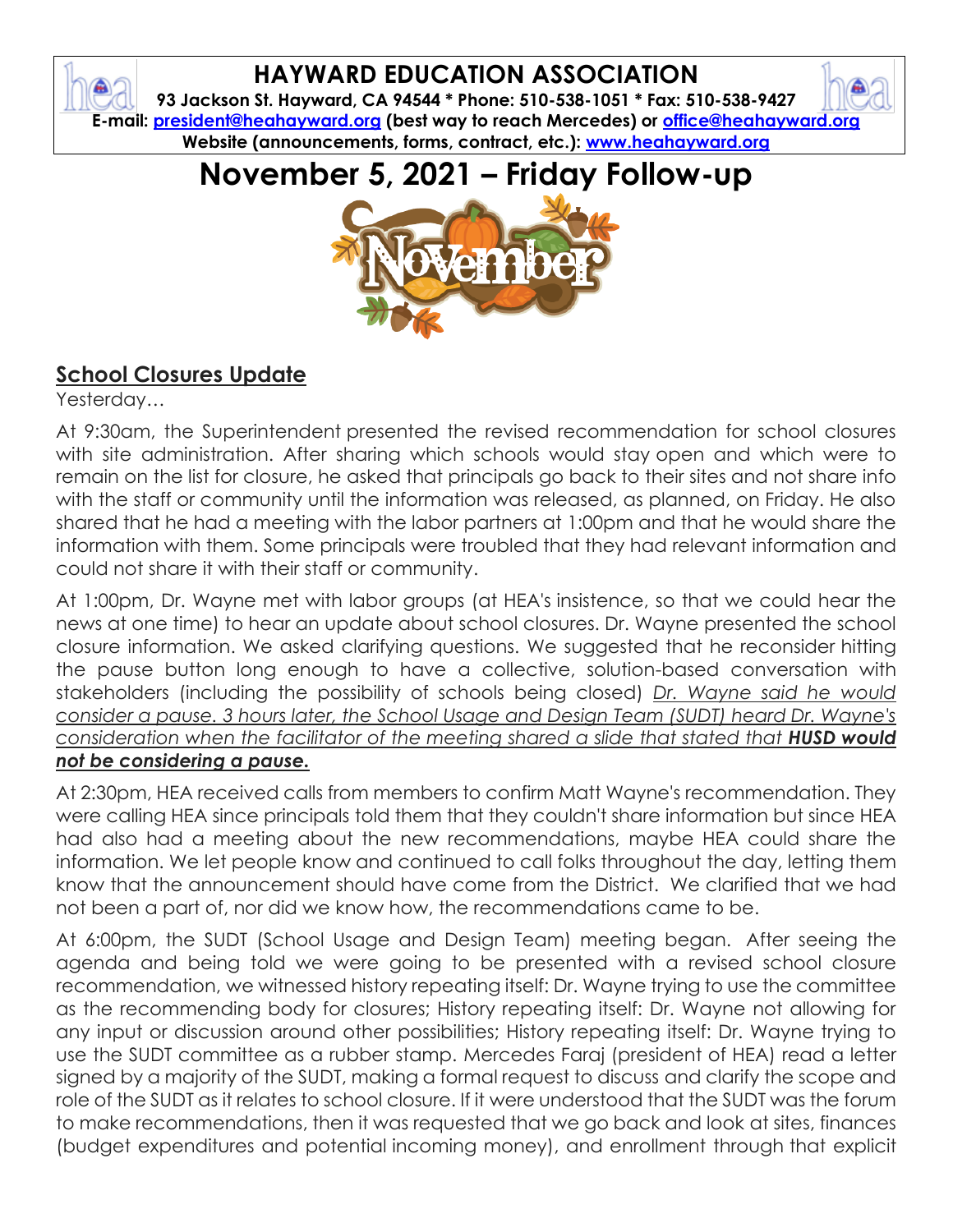# HAYWARD EDUCATION ASSOCIATION

**93 Jackson St. Hayward, CA 94544 * Phone: 510-538-1051 * Fax: 510-538-9427**

**E-mail: president@heahayward.org (best way to reach Mercedes) or office@heahayward.org**

**Website (announcements, forms, contract, etc.): www.heahayward.org**

# November 5, 2021 – Friday Follow-up

## School Closures Update

Yesterday…

At 9:30am, the Superintendent presented the revised recommendation for school closures with site administration. After sharing which schools would stay open and which were to remain on the list for closure, he asked that principals go back to their sites and not share info with the staff or community until the information was released, as planned, on Friday. He also shared that he had a meeting with the labor partners at 1:00pm and that he would share the information with them. Some principals were troubled that they had relevant information and could not share it with their staff or community.

At 1:00pm, Dr. Wayne met with labor groups (at HEA's insistence, so that we could hear the news at one time) to hear an update about school closures. Dr. Wayne presented the school closure information. We asked clarifying questions. We suggested that he reconsider hitting the pause button long enough to have a collective, solution-based conversation with stakeholders (including the possibility of schools being closed) *Dr. Wayne said he would consider a pause. 3 hours later, the School Usage and Design Team (SUDT) heard Dr. Wayne's consideration when the facilitator of the meeting shared a slide that stated that* ***HUSD would not be considering a pause.***

At 2:30pm, HEA received calls from members to confirm Matt Wayne's recommendation. They were calling HEA since principals told them that they couldn't share information but since HEA had also had a meeting about the new recommendations, maybe HEA could share the information. We let people know and continued to call folks throughout the day, letting them know that the announcement should have come from the District. We clarified that we had not been a part of, nor did we know how, the recommendations came to be.

At 6:00pm, the SUDT (School Usage and Design Team) meeting began. After seeing the agenda and being told we were going to be presented with a revised school closure recommendation, we witnessed history repeating itself: Dr. Wayne trying to use the committee as the recommending body for closures; History repeating itself: Dr. Wayne not allowing for any input or discussion around other possibilities; History repeating itself: Dr. Wayne trying to use the SUDT committee as a rubber stamp. Mercedes Faraj (president of HEA) read a letter signed by a majority of the SUDT, making a formal request to discuss and clarify the scope and role of the SUDT as it relates to school closure. If it were understood that the SUDT was the forum to make recommendations, then it was requested that we go back and look at sites, finances (budget expenditures and potential incoming money), and enrollment through that explicit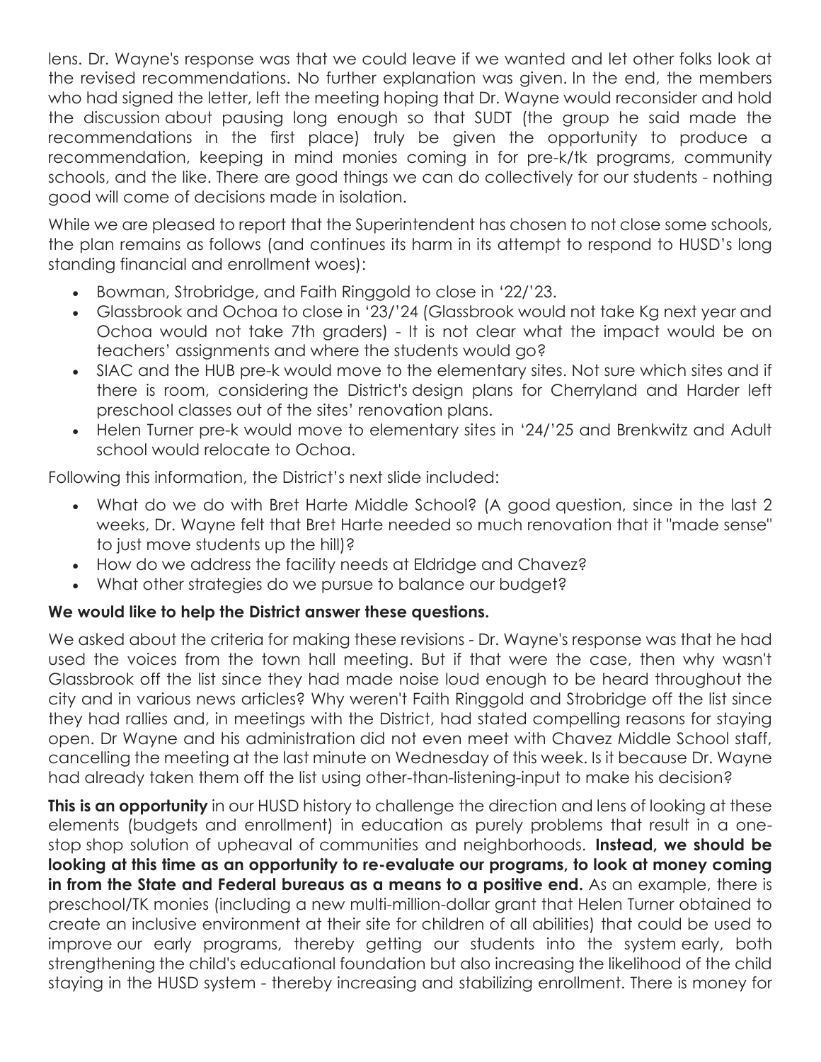lens. Dr. Wayne's response was that we could leave if we wanted and let other folks look at the revised recommendations. No further explanation was given. In the end, the members who had signed the letter, left the meeting hoping that Dr. Wayne would reconsider and hold the discussion about pausing long enough so that SUDT (the group he said made the recommendations in the first place) truly be given the opportunity to produce a recommendation, keeping in mind monies coming in for pre-k/tk programs, community schools, and the like. There are good things we can do collectively for our students - nothing good will come of decisions made in isolation.

While we are pleased to report that the Superintendent has chosen to not close some schools, the plan remains as follows (and continues its harm in its attempt to respond to HUSD's long standing financial and enrollment woes):

- Bowman, Strobridge, and Faith Ringgold to close in '22/'23.
- Glassbrook and Ochoa to close in '23/'24 (Glassbrook would not take Kg next year and Ochoa would not take 7th graders) - It is not clear what the impact would be on teachers' assignments and where the students would go?
- SIAC and the HUB pre-k would move to the elementary sites. Not sure which sites and if there is room, considering the District's design plans for Cherryland and Harder left preschool classes out of the sites' renovation plans.
- Helen Turner pre-k would move to elementary sites in '24/'25 and Brenkwitz and Adult school would relocate to Ochoa.

Following this information, the District's next slide included:

- What do we do with Bret Harte Middle School? (A good question, since in the last 2 weeks, Dr. Wayne felt that Bret Harte needed so much renovation that it "made sense" to just move students up the hill)?
- How do we address the facility needs at Eldridge and Chavez?
- What other strategies do we pursue to balance our budget?

**We would like to help the District answer these questions.**

We asked about the criteria for making these revisions - Dr. Wayne's response was that he had used the voices from the town hall meeting. But if that were the case, then why wasn't Glassbrook off the list since they had made noise loud enough to be heard throughout the city and in various news articles? Why weren't Faith Ringgold and Strobridge off the list since they had rallies and, in meetings with the District, had stated compelling reasons for staying open. Dr Wayne and his administration did not even meet with Chavez Middle School staff, cancelling the meeting at the last minute on Wednesday of this week. Is it because Dr. Wayne had already taken them off the list using other-than-listening-input to make his decision?

**This is an opportunity** in our HUSD history to challenge the direction and lens of looking at these elements (budgets and enrollment) in education as purely problems that result in a one-stop shop solution of upheaval of communities and neighborhoods. **Instead, we should be looking at this time as an opportunity to re-evaluate our programs, to look at money coming in from the State and Federal bureaus as a means to a positive end.** As an example, there is preschool/TK monies (including a new multi-million-dollar grant that Helen Turner obtained to create an inclusive environment at their site for children of all abilities) that could be used to improve our early programs, thereby getting our students into the system early, both strengthening the child's educational foundation but also increasing the likelihood of the child staying in the HUSD system - thereby increasing and stabilizing enrollment. There is money for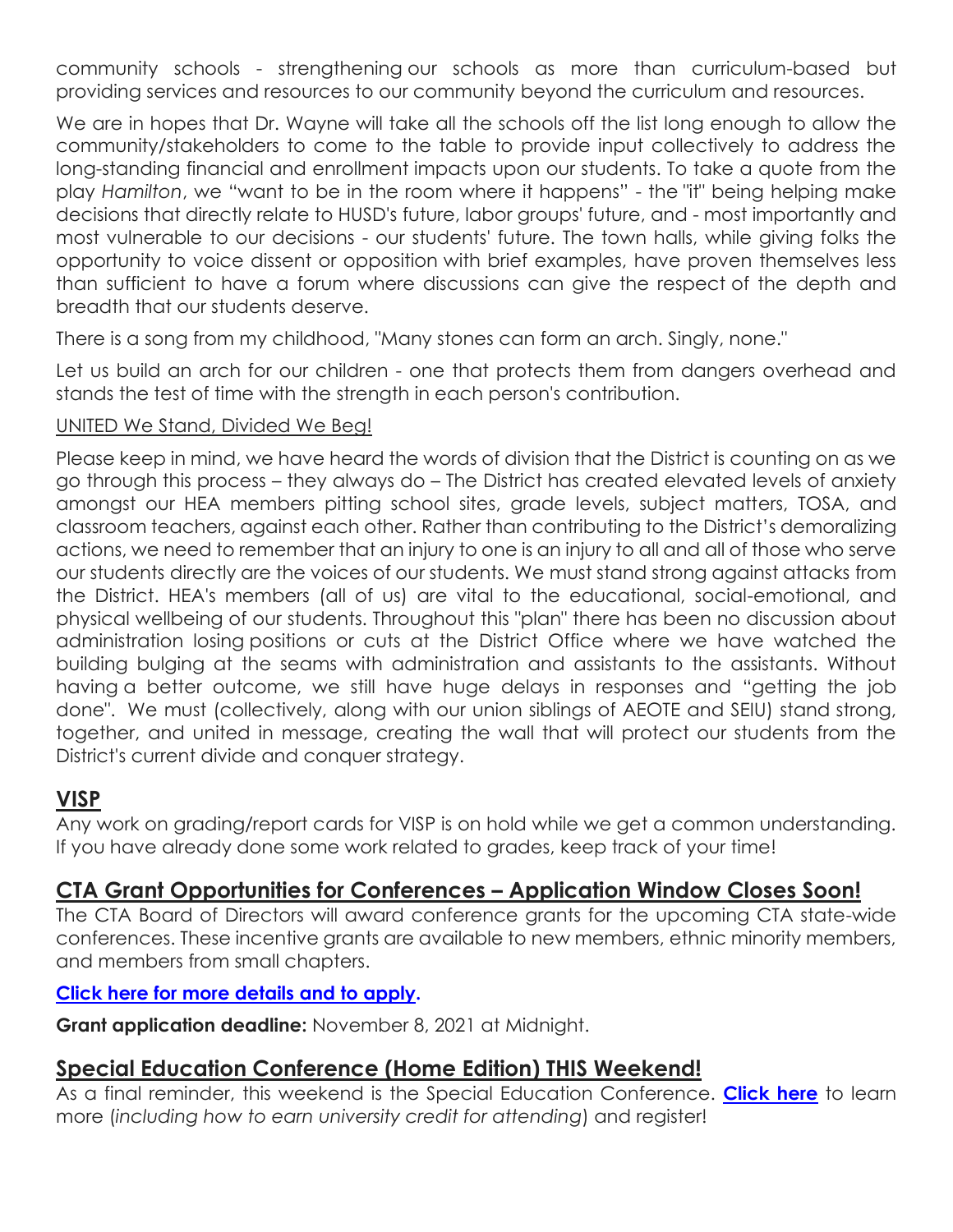community schools - strengthening our schools as more than curriculum-based but providing services and resources to our community beyond the curriculum and resources.

We are in hopes that Dr. Wayne will take all the schools off the list long enough to allow the community/stakeholders to come to the table to provide input collectively to address the long-standing financial and enrollment impacts upon our students. To take a quote from the play *Hamilton*, we "want to be in the room where it happens" - the "it" being helping make decisions that directly relate to HUSD's future, labor groups' future, and - most importantly and most vulnerable to our decisions - our students' future. The town halls, while giving folks the opportunity to voice dissent or opposition with brief examples, have proven themselves less than sufficient to have a forum where discussions can give the respect of the depth and breadth that our students deserve.

There is a song from my childhood, "Many stones can form an arch. Singly, none."

Let us build an arch for our children - one that protects them from dangers overhead and stands the test of time with the strength in each person's contribution.

UNITED We Stand, Divided We Beg!

Please keep in mind, we have heard the words of division that the District is counting on as we go through this process – they always do – The District has created elevated levels of anxiety amongst our HEA members pitting school sites, grade levels, subject matters, TOSA, and classroom teachers, against each other. Rather than contributing to the District's demoralizing actions, we need to remember that an injury to one is an injury to all and all of those who serve our students directly are the voices of our students. We must stand strong against attacks from the District. HEA's members (all of us) are vital to the educational, social-emotional, and physical wellbeing of our students. Throughout this "plan" there has been no discussion about administration losing positions or cuts at the District Office where we have watched the building bulging at the seams with administration and assistants to the assistants. Without having a better outcome, we still have huge delays in responses and "getting the job done". We must (collectively, along with our union siblings of AEOTE and SEIU) stand strong, together, and united in message, creating the wall that will protect our students from the District's current divide and conquer strategy.

## VISP

Any work on grading/report cards for VISP is on hold while we get a common understanding. If you have already done some work related to grades, keep track of your time!

## CTA Grant Opportunities for Conferences – Application Window Closes Soon!

The CTA Board of Directors will award conference grants for the upcoming CTA state-wide conferences. These incentive grants are available to new members, ethnic minority members, and members from small chapters.

**Click here for more details and to apply.**

**Grant application deadline:** November 8, 2021 at Midnight.

## Special Education Conference (Home Edition) THIS Weekend!

As a final reminder, this weekend is the Special Education Conference. **Click here** to learn more (*including how to earn university credit for attending*) and register!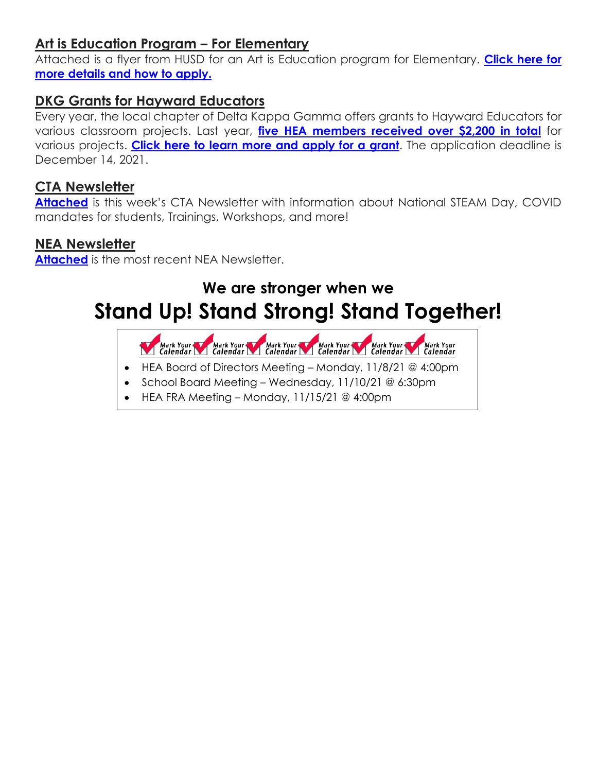## Art is Education Program – For Elementary

Attached is a flyer from HUSD for an Art is Education program for Elementary. **Click here for more details and how to apply.**

## DKG Grants for Hayward Educators

Every year, the local chapter of Delta Kappa Gamma offers grants to Hayward Educators for various classroom projects. Last year, **five HEA members received over $2,200 in total** for various projects. **Click here to learn more and apply for a grant**. The application deadline is December 14, 2021.

## CTA Newsletter

**Attached** is this week's CTA Newsletter with information about National STEAM Day, COVID mandates for students, Trainings, Workshops, and more!

## NEA Newsletter

**Attached** is the most recent NEA Newsletter.

### We are stronger when we

# Stand Up! Stand Strong! Stand Together!

Mark Your Calendar

- HEA Board of Directors Meeting – Monday, 11/8/21 @ 4:00pm
- School Board Meeting – Wednesday, 11/10/21 @ 6:30pm
- HEA FRA Meeting – Monday, 11/15/21 @ 4:00pm